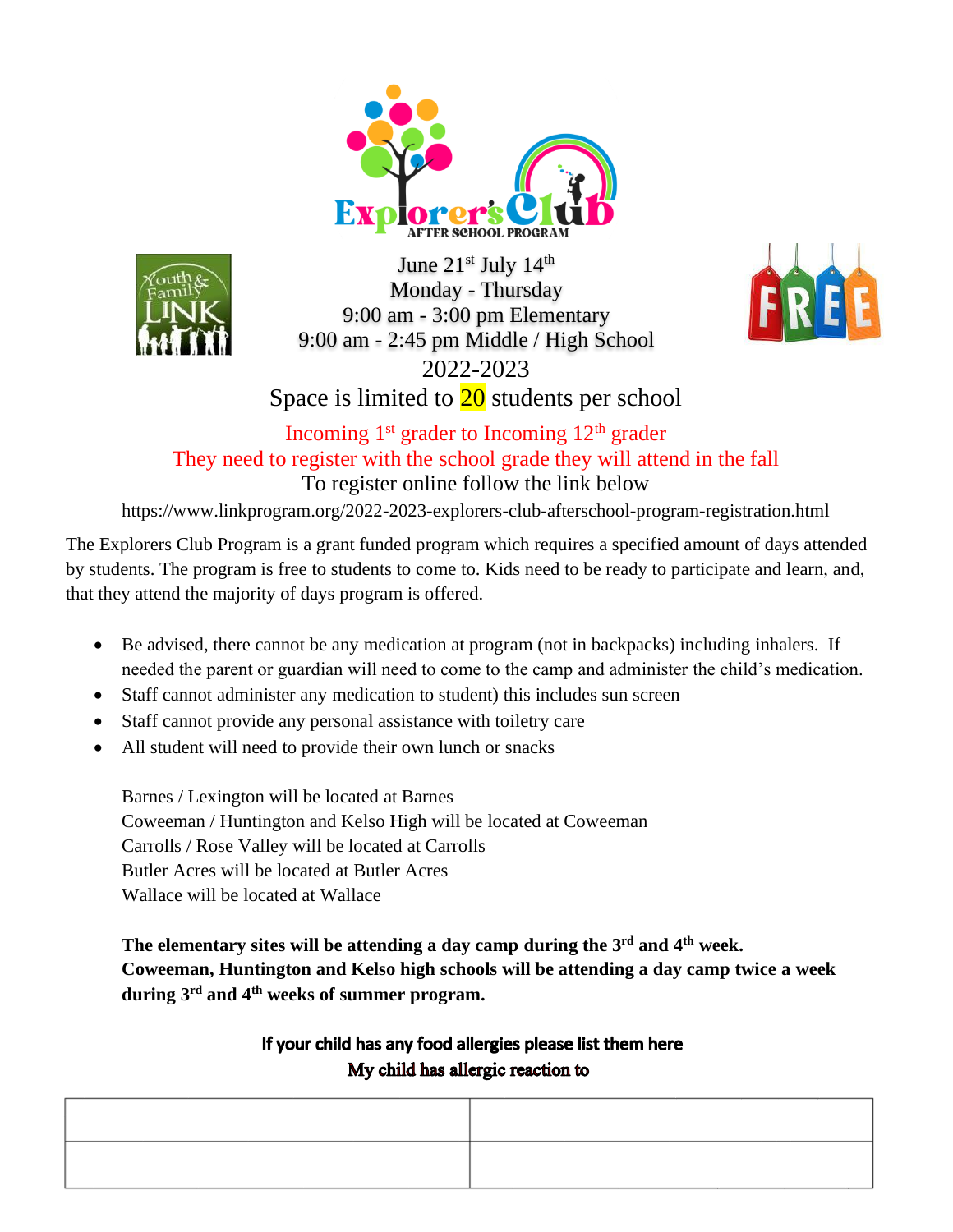# Explorer's Club
AFTER SCHOOL PROGRAM

Youth & Family LINK

FREE

June 21st July 14th
Monday - Thursday
9:00 am - 3:00 pm Elementary
9:00 am - 2:45 pm Middle / High School
2022-2023

Space is limited to 20 students per school

Incoming 1st grader to Incoming 12th grader
They need to register with the school grade they will attend in the fall

To register online follow the link below

https://www.linkprogram.org/2022-2023-explorers-club-afterschool-program-registration.html

The Explorers Club Program is a grant funded program which requires a specified amount of days attended by students. The program is free to students to come to. Kids need to be ready to participate and learn, and, that they attend the majority of days program is offered.

- Be advised, there cannot be any medication at program (not in backpacks) including inhalers. If needed the parent or guardian will need to come to the camp and administer the child's medication.
- Staff cannot administer any medication to student) this includes sun screen
- Staff cannot provide any personal assistance with toiletry care
- All student will need to provide their own lunch or snacks

Barnes / Lexington will be located at Barnes
Coweeman / Huntington and Kelso High will be located at Coweeman
Carrolls / Rose Valley will be located at Carrolls
Butler Acres will be located at Butler Acres
Wallace will be located at Wallace

**The elementary sites will be attending a day camp during the 3rd and 4th week.**
**Coweeman, Huntington and Kelso high schools will be attending a day camp twice a week during 3rd and 4th weeks of summer program.**

**If your child has any food allergies please list them here**
**My child has allergic reaction to**

| | |
|---|---|
| | |
| | |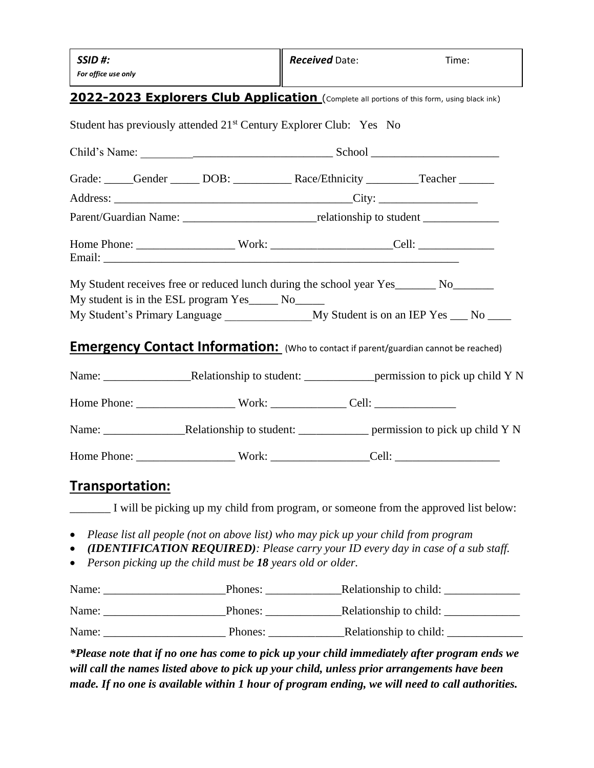| **SSID #:** *For office use only* | ***Received*** Date: Time: |
|---|---|

**2022-2023 Explorers Club Application** (Complete all portions of this form, using black ink)

Student has previously attended 21st Century Explorer Club: Yes No

Child's Name: _________________________________ School ______________________

Grade: _____Gender _____ DOB: __________ Race/Ethnicity _________Teacher ______

Address: __________________________________________City: _________________

Parent/Guardian Name: _______________________relationship to student _____________

Home Phone: _________________ Work: ____________________Cell: _____________
Email: _______________________________________________________________

My Student receives free or reduced lunch during the school year Yes_______ No_______
My student is in the ESL program Yes_____ No_____
My Student's Primary Language _______________My Student is on an IEP Yes ___ No ____

## Emergency Contact Information: (Who to contact if parent/guardian cannot be reached)

Name: _______________Relationship to student: ____________permission to pick up child Y N

Home Phone: _________________ Work: _____________ Cell: ______________

Name: ______________Relationship to student: ____________ permission to pick up child Y N

Home Phone: _________________ Work: ________________Cell: __________________

## Transportation:

_______ I will be picking up my child from program, or someone from the approved list below:

- *Please list all people (not on above list) who may pick up your child from program*
- ***(IDENTIFICATION REQUIRED)**: Please carry your ID every day in case of a sub staff.*
- *Person picking up the child must be **18** years old or older.*

Name: _____________________Phones: _____________Relationship to child: _____________

Name: _____________________Phones: _____________Relationship to child: _____________

Name: _____________________ Phones: _____________Relationship to child: _____________

***Please note that if no one has come to pick up your child immediately after program ends we will call the names listed above to pick up your child, unless prior arrangements have been made. If no one is available within 1 hour of program ending, we will need to call authorities.***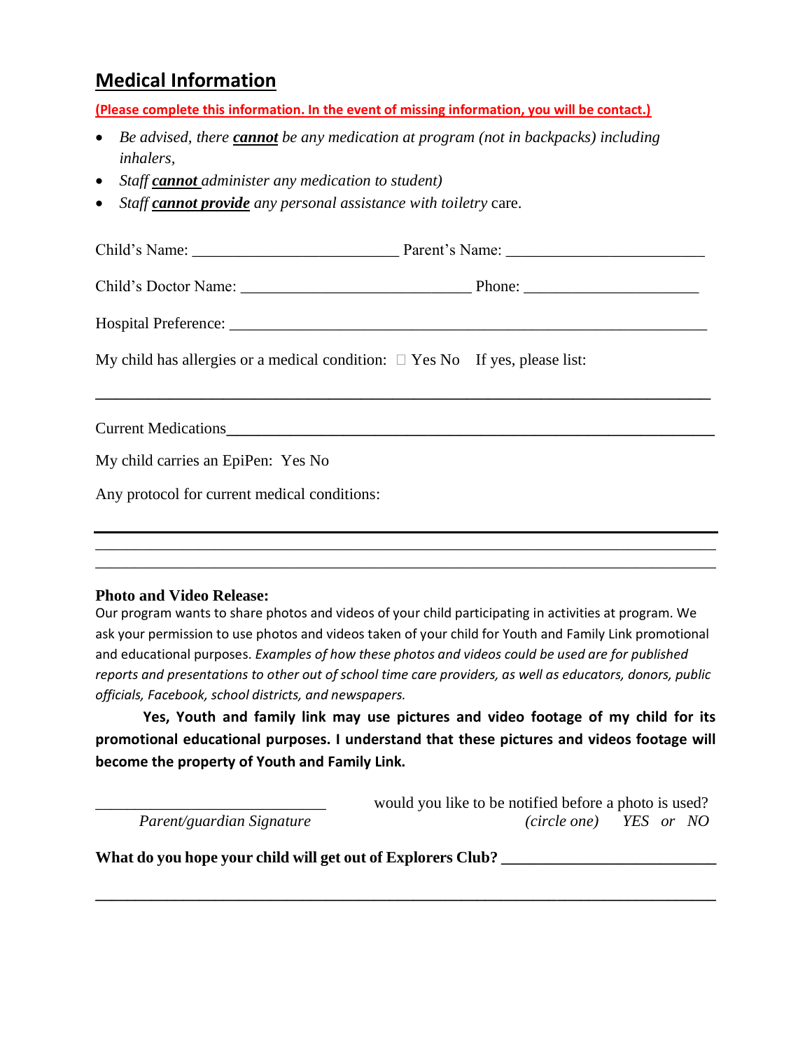## Medical Information

**(Please complete this information. In the event of missing information, you will be contact.)**

- *Be advised, there **cannot** be any medication at program (not in backpacks) including inhalers,*
- *Staff **cannot** administer any medication to student)*
- *Staff **cannot provide** any personal assistance with toiletry* care.

Child's Name: _________________________ Parent's Name: ________________________

Child's Doctor Name: ____________________________ Phone: _____________________

Hospital Preference: __________________________________________________________

My child has allergies or a medical condition: ☐ Yes No If yes, please list:

___________________________________________________________________________

Current Medications___________________________________________________________

My child carries an EpiPen: Yes No

Any protocol for current medical conditions:

___________________________________________________________________________
___________________________________________________________________________
___________________________________________________________________________

**Photo and Video Release:**

Our program wants to share photos and videos of your child participating in activities at program. We ask your permission to use photos and videos taken of your child for Youth and Family Link promotional and educational purposes. *Examples of how these photos and videos could be used are for published reports and presentations to other out of school time care providers, as well as educators, donors, public officials, Facebook, school districts, and newspapers.*

**Yes, Youth and family link may use pictures and video footage of my child for its promotional educational purposes. I understand that these pictures and videos footage will become the property of Youth and Family Link.**

_____________________________ would you like to be notified before a photo is used?

*Parent/guardian Signature* *(circle one) YES or NO*

**What do you hope your child will get out of Explorers Club? ___________________________**

___________________________________________________________________________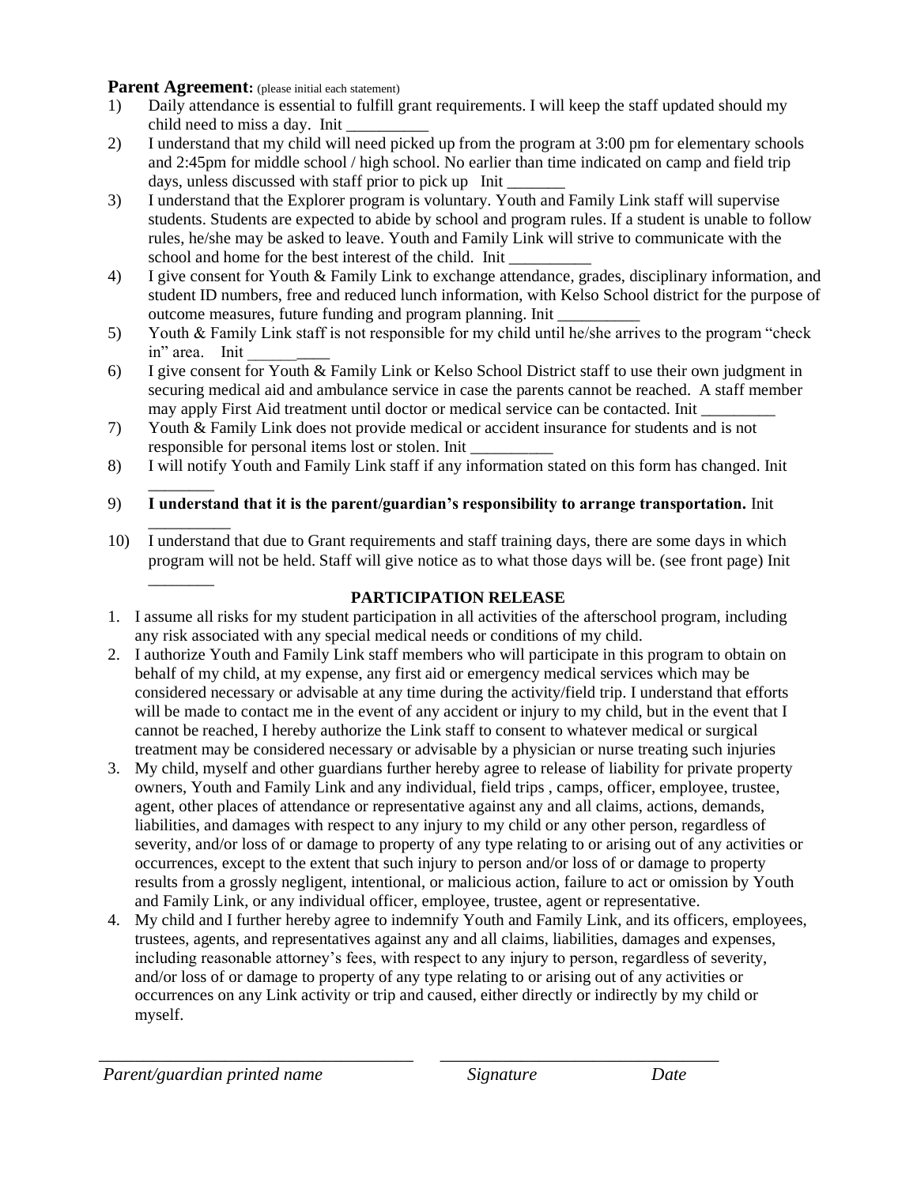**Parent Agreement:** (please initial each statement)

1) Daily attendance is essential to fulfill grant requirements. I will keep the staff updated should my child need to miss a day. Init __________
2) I understand that my child will need picked up from the program at 3:00 pm for elementary schools and 2:45pm for middle school / high school. No earlier than time indicated on camp and field trip days, unless discussed with staff prior to pick up Init _______
3) I understand that the Explorer program is voluntary. Youth and Family Link staff will supervise students. Students are expected to abide by school and program rules. If a student is unable to follow rules, he/she may be asked to leave. Youth and Family Link will strive to communicate with the school and home for the best interest of the child. Init __________
4) I give consent for Youth & Family Link to exchange attendance, grades, disciplinary information, and student ID numbers, free and reduced lunch information, with Kelso School district for the purpose of outcome measures, future funding and program planning. Init __________
5) Youth & Family Link staff is not responsible for my child until he/she arrives to the program "check in" area. Init __________
6) I give consent for Youth & Family Link or Kelso School District staff to use their own judgment in securing medical aid and ambulance service in case the parents cannot be reached. A staff member may apply First Aid treatment until doctor or medical service can be contacted. Init _________
7) Youth & Family Link does not provide medical or accident insurance for students and is not responsible for personal items lost or stolen. Init __________
8) I will notify Youth and Family Link staff if any information stated on this form has changed. Init ________
9) **I understand that it is the parent/guardian's responsibility to arrange transportation.** Init __________
10) I understand that due to Grant requirements and staff training days, there are some days in which program will not be held. Staff will give notice as to what those days will be. (see front page) Init ________

**PARTICIPATION RELEASE**

1. I assume all risks for my student participation in all activities of the afterschool program, including any risk associated with any special medical needs or conditions of my child.
2. I authorize Youth and Family Link staff members who will participate in this program to obtain on behalf of my child, at my expense, any first aid or emergency medical services which may be considered necessary or advisable at any time during the activity/field trip. I understand that efforts will be made to contact me in the event of any accident or injury to my child, but in the event that I cannot be reached, I hereby authorize the Link staff to consent to whatever medical or surgical treatment may be considered necessary or advisable by a physician or nurse treating such injuries
3. My child, myself and other guardians further hereby agree to release of liability for private property owners, Youth and Family Link and any individual, field trips , camps, officer, employee, trustee, agent, other places of attendance or representative against any and all claims, actions, demands, liabilities, and damages with respect to any injury to my child or any other person, regardless of severity, and/or loss of or damage to property of any type relating to or arising out of any activities or occurrences, except to the extent that such injury to person and/or loss of or damage to property results from a grossly negligent, intentional, or malicious action, failure to act or omission by Youth and Family Link, or any individual officer, employee, trustee, agent or representative.
4. My child and I further hereby agree to indemnify Youth and Family Link, and its officers, employees, trustees, agents, and representatives against any and all claims, liabilities, damages and expenses, including reasonable attorney's fees, with respect to any injury to person, regardless of severity, and/or loss of or damage to property of any type relating to or arising out of any activities or occurrences on any Link activity or trip and caused, either directly or indirectly by my child or myself.

___________________________________ ______________________________

*Parent/guardian printed name* *Signature* *Date*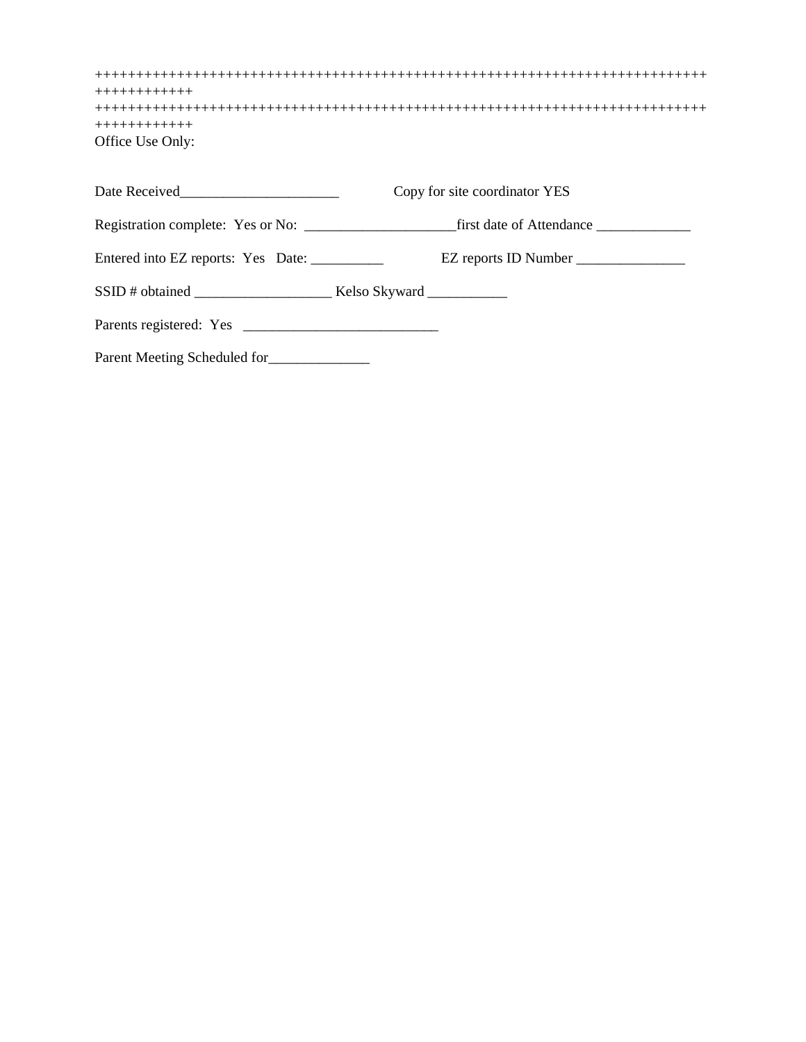++++++++++++++++++++++++++++++++++++++++++++++++++++++++++++++++++++++++++++
++++++++++++
++++++++++++++++++++++++++++++++++++++++++++++++++++++++++++++++++++++++++++
++++++++++++

Office Use Only:

Date Received______________________ Copy for site coordinator YES

Registration complete: Yes or No: _____________________first date of Attendance _____________

Entered into EZ reports: Yes Date: __________ EZ reports ID Number _______________

SSID # obtained ___________________ Kelso Skyward ___________

Parents registered: Yes ___________________________

Parent Meeting Scheduled for______________